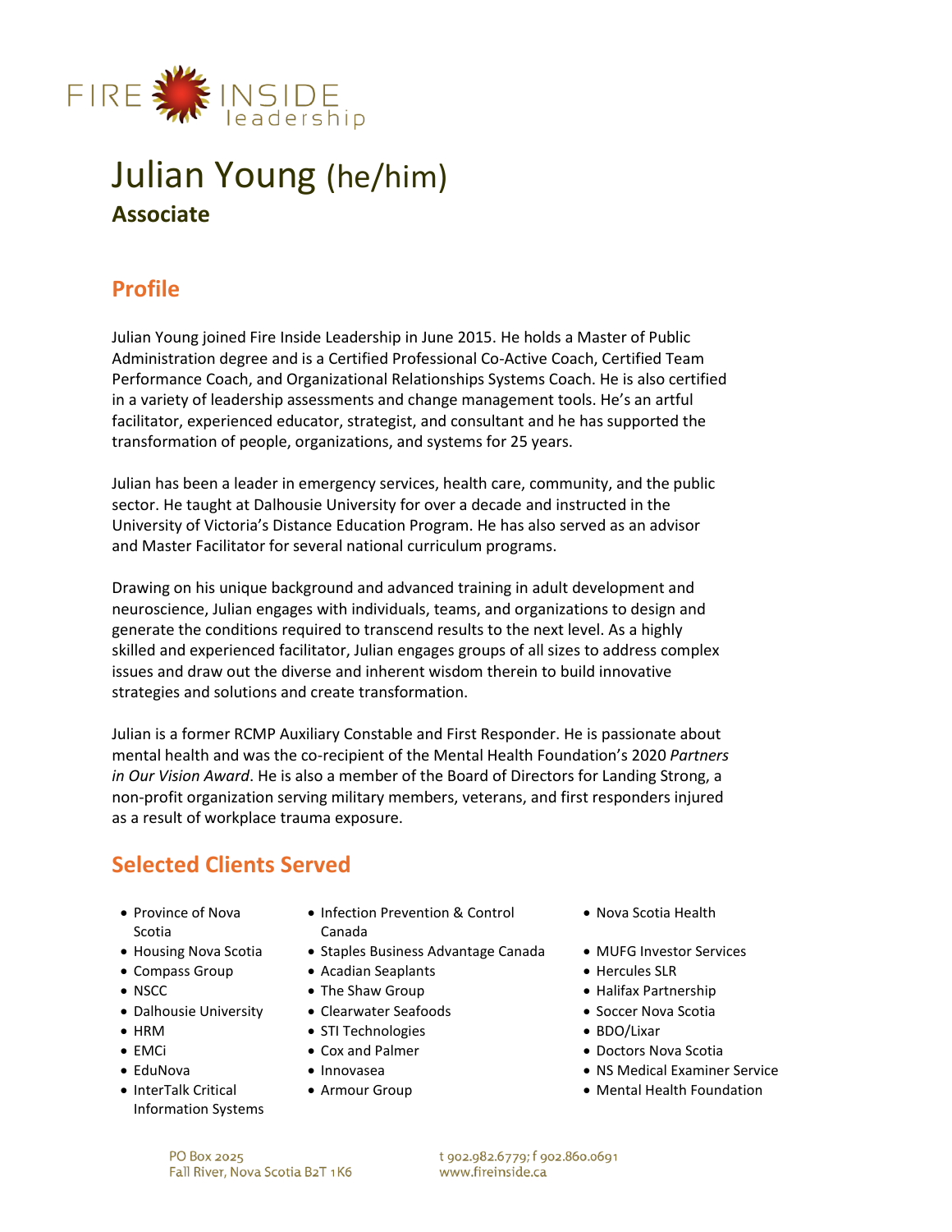FIRE INSIDE leadership

# Julian Young (he/him)

**Associate**

## Profile

Julian Young joined Fire Inside Leadership in June 2015. He holds a Master of Public Administration degree and is a Certified Professional Co-Active Coach, Certified Team Performance Coach, and Organizational Relationships Systems Coach. He is also certified in a variety of leadership assessments and change management tools. He's an artful facilitator, experienced educator, strategist, and consultant and he has supported the transformation of people, organizations, and systems for 25 years.

Julian has been a leader in emergency services, health care, community, and the public sector. He taught at Dalhousie University for over a decade and instructed in the University of Victoria's Distance Education Program. He has also served as an advisor and Master Facilitator for several national curriculum programs.

Drawing on his unique background and advanced training in adult development and neuroscience, Julian engages with individuals, teams, and organizations to design and generate the conditions required to transcend results to the next level. As a highly skilled and experienced facilitator, Julian engages groups of all sizes to address complex issues and draw out the diverse and inherent wisdom therein to build innovative strategies and solutions and create transformation.

Julian is a former RCMP Auxiliary Constable and First Responder. He is passionate about mental health and was the co-recipient of the Mental Health Foundation's 2020 *Partners in Our Vision Award*. He is also a member of the Board of Directors for Landing Strong, a non-profit organization serving military members, veterans, and first responders injured as a result of workplace trauma exposure.

## Selected Clients Served

- Province of Nova Scotia
- Housing Nova Scotia
- Compass Group
- NSCC
- Dalhousie University
- HRM
- EMCi
- EduNova
- InterTalk Critical Information Systems
- Infection Prevention & Control Canada
- Staples Business Advantage Canada
- Acadian Seaplants
- The Shaw Group
- Clearwater Seafoods
- STI Technologies
- Cox and Palmer
- Innovasea
- Armour Group
- Nova Scotia Health
- MUFG Investor Services
- Hercules SLR
- Halifax Partnership
- Soccer Nova Scotia
- BDO/Lixar
- Doctors Nova Scotia
- NS Medical Examiner Service
- Mental Health Foundation

PO Box 2025
Fall River, Nova Scotia B2T 1K6

t 902.982.6779; f 902.860.0691
www.fireinside.ca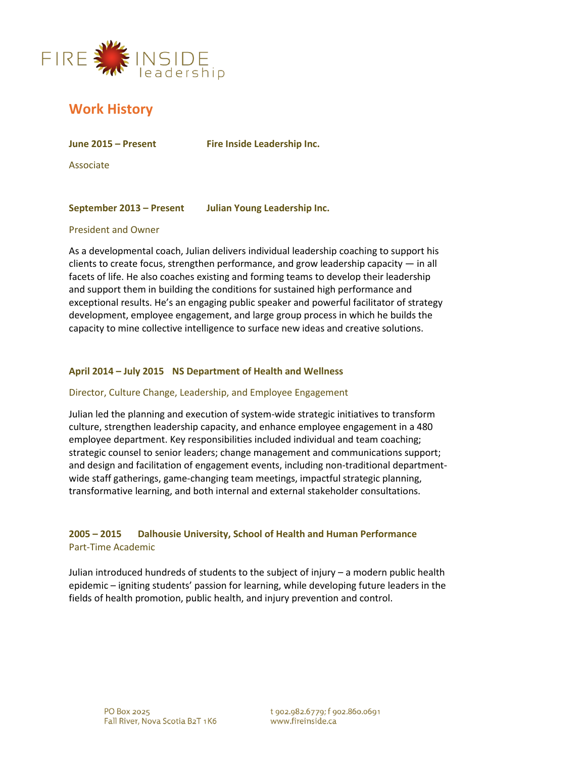## Work History

**June 2015 – Present** **Fire Inside Leadership Inc.**

Associate

**September 2013 – Present** **Julian Young Leadership Inc.**

President and Owner

As a developmental coach, Julian delivers individual leadership coaching to support his clients to create focus, strengthen performance, and grow leadership capacity — in all facets of life. He also coaches existing and forming teams to develop their leadership and support them in building the conditions for sustained high performance and exceptional results. He's an engaging public speaker and powerful facilitator of strategy development, employee engagement, and large group process in which he builds the capacity to mine collective intelligence to surface new ideas and creative solutions.

**April 2014 – July 2015** **NS Department of Health and Wellness**

Director, Culture Change, Leadership, and Employee Engagement

Julian led the planning and execution of system-wide strategic initiatives to transform culture, strengthen leadership capacity, and enhance employee engagement in a 480 employee department. Key responsibilities included individual and team coaching; strategic counsel to senior leaders; change management and communications support; and design and facilitation of engagement events, including non-traditional department-wide staff gatherings, game-changing team meetings, impactful strategic planning, transformative learning, and both internal and external stakeholder consultations.

**2005 – 2015** **Dalhousie University, School of Health and Human Performance**

Part-Time Academic

Julian introduced hundreds of students to the subject of injury – a modern public health epidemic – igniting students' passion for learning, while developing future leaders in the fields of health promotion, public health, and injury prevention and control.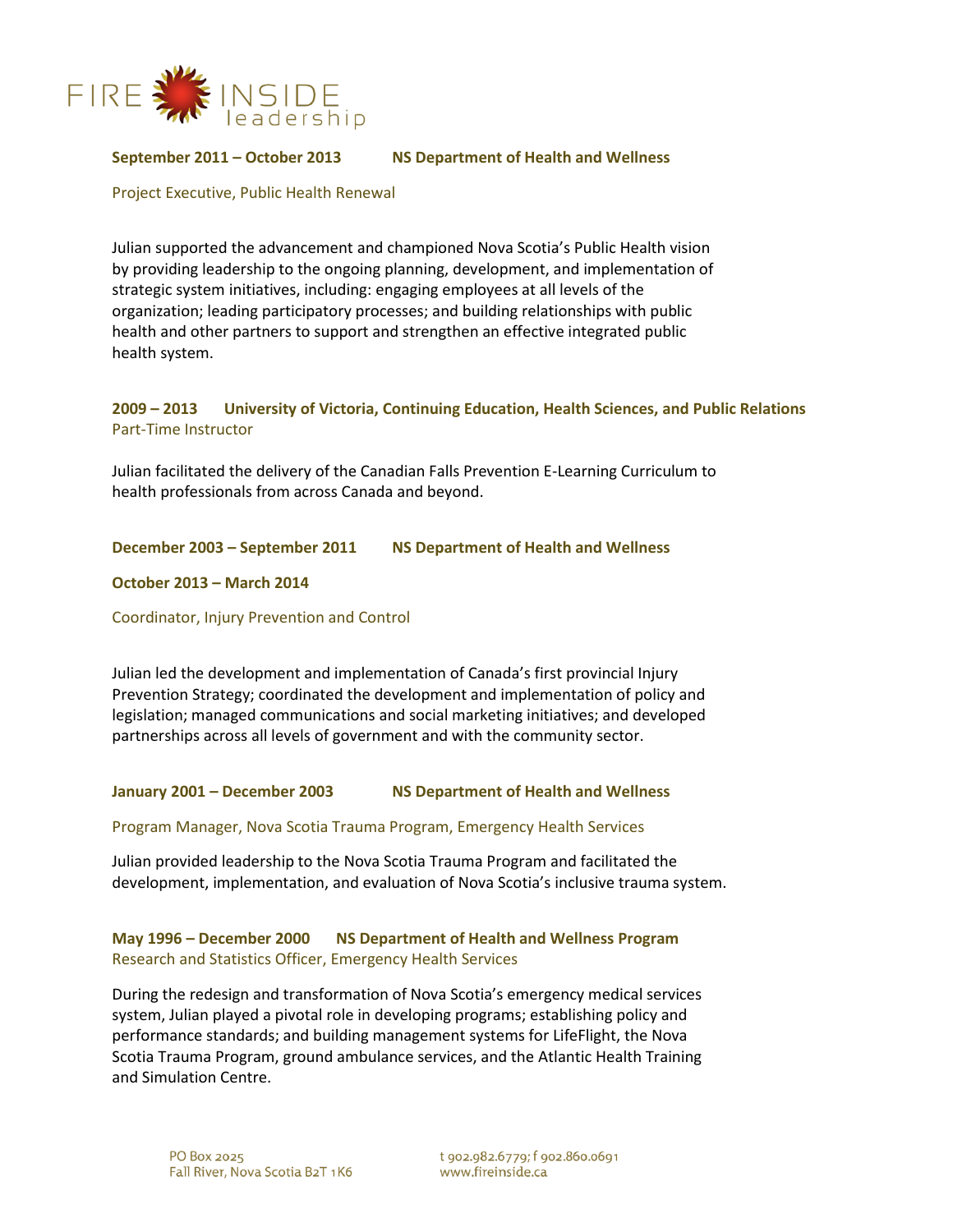**September 2011 – October 2013 NS Department of Health and Wellness**

Project Executive, Public Health Renewal

Julian supported the advancement and championed Nova Scotia's Public Health vision by providing leadership to the ongoing planning, development, and implementation of strategic system initiatives, including: engaging employees at all levels of the organization; leading participatory processes; and building relationships with public health and other partners to support and strengthen an effective integrated public health system.

**2009 – 2013 University of Victoria, Continuing Education, Health Sciences, and Public Relations**

Part-Time Instructor

Julian facilitated the delivery of the Canadian Falls Prevention E-Learning Curriculum to health professionals from across Canada and beyond.

**December 2003 – September 2011 NS Department of Health and Wellness**

**October 2013 – March 2014**

Coordinator, Injury Prevention and Control

Julian led the development and implementation of Canada's first provincial Injury Prevention Strategy; coordinated the development and implementation of policy and legislation; managed communications and social marketing initiatives; and developed partnerships across all levels of government and with the community sector.

**January 2001 – December 2003 NS Department of Health and Wellness**

Program Manager, Nova Scotia Trauma Program, Emergency Health Services

Julian provided leadership to the Nova Scotia Trauma Program and facilitated the development, implementation, and evaluation of Nova Scotia's inclusive trauma system.

**May 1996 – December 2000 NS Department of Health and Wellness Program**

Research and Statistics Officer, Emergency Health Services

During the redesign and transformation of Nova Scotia's emergency medical services system, Julian played a pivotal role in developing programs; establishing policy and performance standards; and building management systems for LifeFlight, the Nova Scotia Trauma Program, ground ambulance services, and the Atlantic Health Training and Simulation Centre.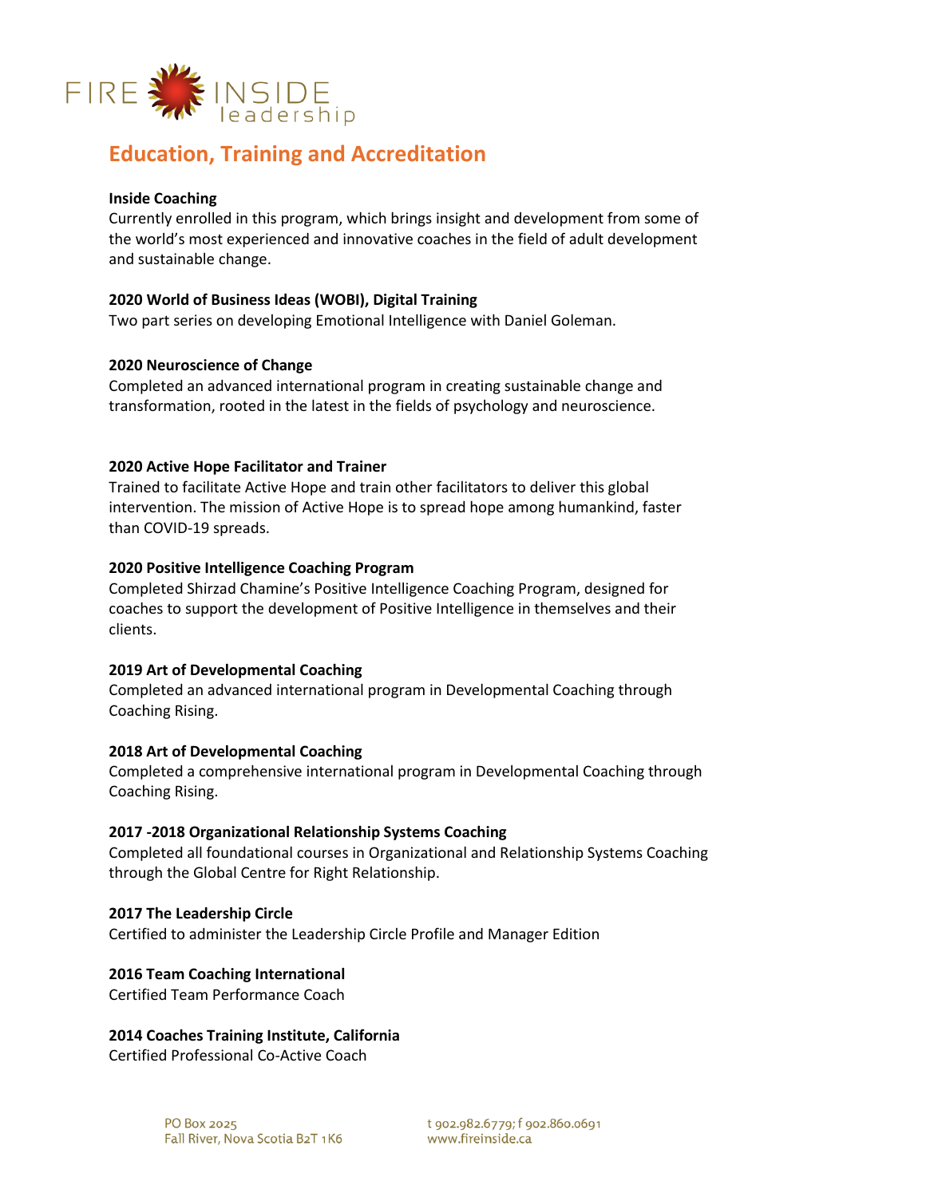## Education, Training and Accreditation

**Inside Coaching**
Currently enrolled in this program, which brings insight and development from some of the world's most experienced and innovative coaches in the field of adult development and sustainable change.

**2020 World of Business Ideas (WOBI), Digital Training**
Two part series on developing Emotional Intelligence with Daniel Goleman.

**2020 Neuroscience of Change**
Completed an advanced international program in creating sustainable change and transformation, rooted in the latest in the fields of psychology and neuroscience.

**2020 Active Hope Facilitator and Trainer**
Trained to facilitate Active Hope and train other facilitators to deliver this global intervention. The mission of Active Hope is to spread hope among humankind, faster than COVID-19 spreads.

**2020 Positive Intelligence Coaching Program**
Completed Shirzad Chamine's Positive Intelligence Coaching Program, designed for coaches to support the development of Positive Intelligence in themselves and their clients.

**2019 Art of Developmental Coaching**
Completed an advanced international program in Developmental Coaching through Coaching Rising.

**2018 Art of Developmental Coaching**
Completed a comprehensive international program in Developmental Coaching through Coaching Rising.

**2017 -2018 Organizational Relationship Systems Coaching**
Completed all foundational courses in Organizational and Relationship Systems Coaching through the Global Centre for Right Relationship.

**2017 The Leadership Circle**
Certified to administer the Leadership Circle Profile and Manager Edition

**2016 Team Coaching International**
Certified Team Performance Coach

**2014 Coaches Training Institute, California**
Certified Professional Co-Active Coach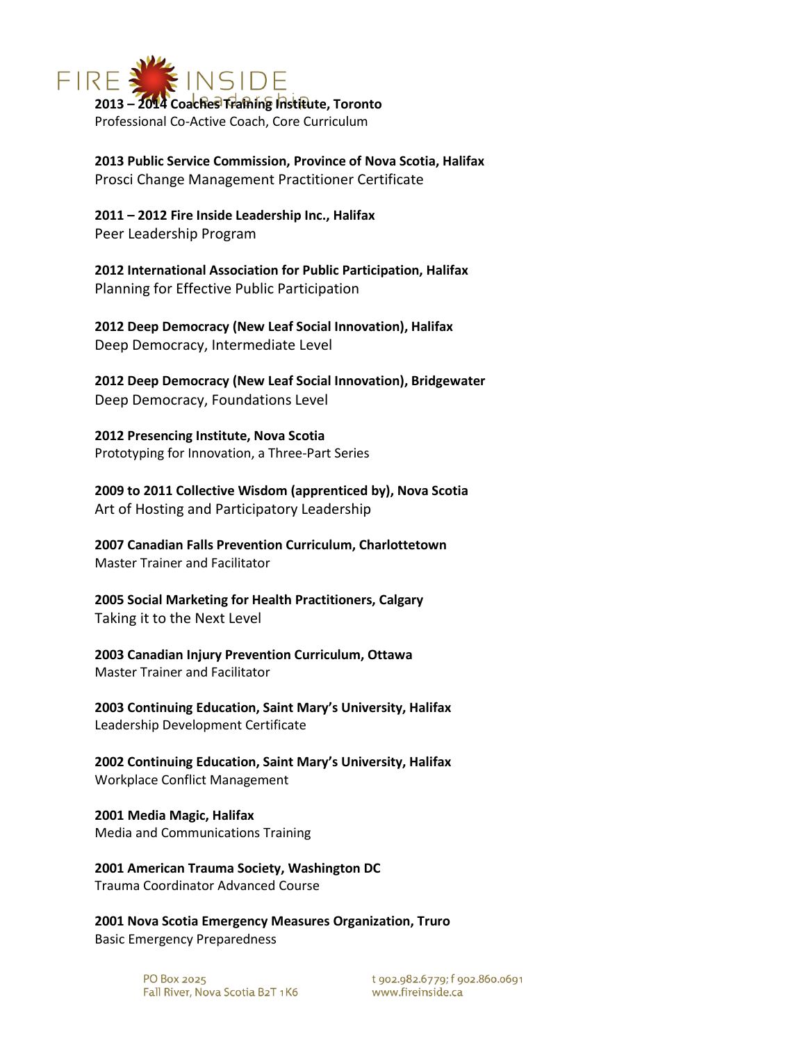**2013 – 2014 Coaches Training Institute, Toronto**
Professional Co-Active Coach, Core Curriculum

**2013 Public Service Commission, Province of Nova Scotia, Halifax**
Prosci Change Management Practitioner Certificate

**2011 – 2012 Fire Inside Leadership Inc., Halifax**
Peer Leadership Program

**2012 International Association for Public Participation, Halifax**
Planning for Effective Public Participation

**2012 Deep Democracy (New Leaf Social Innovation), Halifax**
Deep Democracy, Intermediate Level

**2012 Deep Democracy (New Leaf Social Innovation), Bridgewater**
Deep Democracy, Foundations Level

**2012 Presencing Institute, Nova Scotia**
Prototyping for Innovation, a Three-Part Series

**2009 to 2011 Collective Wisdom (apprenticed by), Nova Scotia**
Art of Hosting and Participatory Leadership

**2007 Canadian Falls Prevention Curriculum, Charlottetown**
Master Trainer and Facilitator

**2005 Social Marketing for Health Practitioners, Calgary**
Taking it to the Next Level

**2003 Canadian Injury Prevention Curriculum, Ottawa**
Master Trainer and Facilitator

**2003 Continuing Education, Saint Mary's University, Halifax**
Leadership Development Certificate

**2002 Continuing Education, Saint Mary's University, Halifax**
Workplace Conflict Management

**2001 Media Magic, Halifax**
Media and Communications Training

**2001 American Trauma Society, Washington DC**
Trauma Coordinator Advanced Course

**2001 Nova Scotia Emergency Measures Organization, Truro**
Basic Emergency Preparedness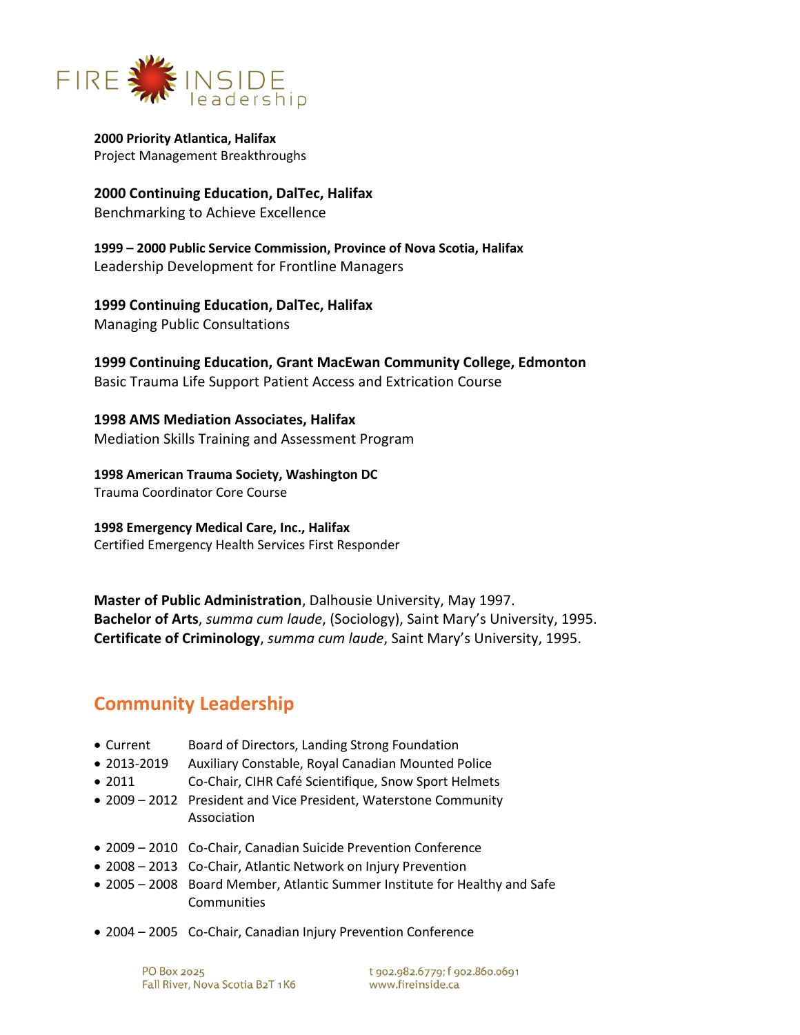**2000 Priority Atlantica, Halifax**
Project Management Breakthroughs

**2000 Continuing Education, DalTec, Halifax**
Benchmarking to Achieve Excellence

**1999 – 2000 Public Service Commission, Province of Nova Scotia, Halifax**
Leadership Development for Frontline Managers

**1999 Continuing Education, DalTec, Halifax**
Managing Public Consultations

**1999 Continuing Education, Grant MacEwan Community College, Edmonton**
Basic Trauma Life Support Patient Access and Extrication Course

**1998 AMS Mediation Associates, Halifax**
Mediation Skills Training and Assessment Program

**1998 American Trauma Society, Washington DC**
Trauma Coordinator Core Course

**1998 Emergency Medical Care, Inc., Halifax**
Certified Emergency Health Services First Responder

**Master of Public Administration**, Dalhousie University, May 1997.
**Bachelor of Arts**, *summa cum laude*, (Sociology), Saint Mary's University, 1995.
**Certificate of Criminology**, *summa cum laude*, Saint Mary's University, 1995.

## Community Leadership

- Current Board of Directors, Landing Strong Foundation
- 2013-2019 Auxiliary Constable, Royal Canadian Mounted Police
- 2011 Co-Chair, CIHR Café Scientifique, Snow Sport Helmets
- 2009 – 2012 President and Vice President, Waterstone Community Association
- 2009 – 2010 Co-Chair, Canadian Suicide Prevention Conference
- 2008 – 2013 Co-Chair, Atlantic Network on Injury Prevention
- 2005 – 2008 Board Member, Atlantic Summer Institute for Healthy and Safe Communities
- 2004 – 2005 Co-Chair, Canadian Injury Prevention Conference